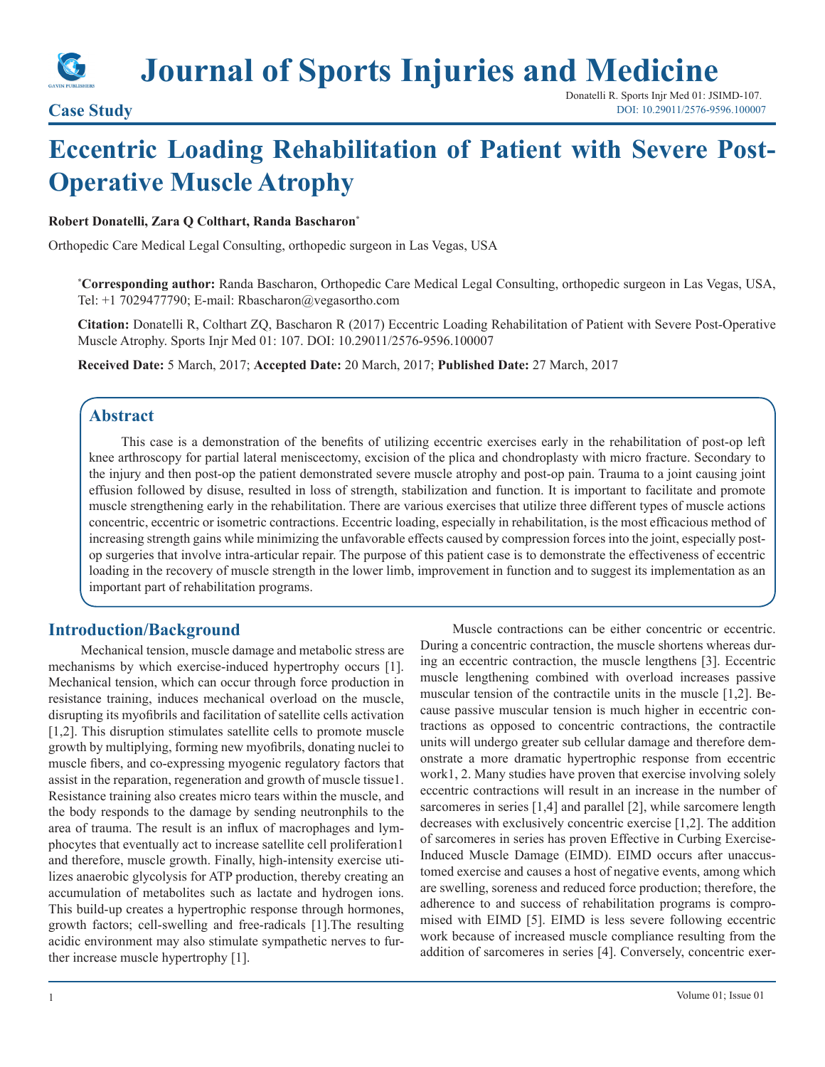Case Study

# Eccentric Loading Rehabilitation of Patient with Severe Post-Operative Muscle Atrophy

**Robert Donatelli, Zara Q Colthart, Randa Bascharon***

Orthopedic Care Medical Legal Consulting, orthopedic surgeon in Las Vegas, USA

***Corresponding author:** Randa Bascharon, Orthopedic Care Medical Legal Consulting, orthopedic surgeon in Las Vegas, USA, Tel: +1 7029477790; E-mail: Rbascharon@vegasortho.com

**Citation:** Donatelli R, Colthart ZQ, Bascharon R (2017) Eccentric Loading Rehabilitation of Patient with Severe Post-Operative Muscle Atrophy. Sports Injr Med 01: 107. DOI: 10.29011/2576-9596.100007

**Received Date:** 5 March, 2017; **Accepted Date:** 20 March, 2017; **Published Date:** 27 March, 2017

## Abstract

This case is a demonstration of the benefits of utilizing eccentric exercises early in the rehabilitation of post-op left knee arthroscopy for partial lateral meniscectomy, excision of the plica and chondroplasty with micro fracture. Secondary to the injury and then post-op the patient demonstrated severe muscle atrophy and post-op pain. Trauma to a joint causing joint effusion followed by disuse, resulted in loss of strength, stabilization and function. It is important to facilitate and promote muscle strengthening early in the rehabilitation. There are various exercises that utilize three different types of muscle actions concentric, eccentric or isometric contractions. Eccentric loading, especially in rehabilitation, is the most efficacious method of increasing strength gains while minimizing the unfavorable effects caused by compression forces into the joint, especially post-op surgeries that involve intra-articular repair. The purpose of this patient case is to demonstrate the effectiveness of eccentric loading in the recovery of muscle strength in the lower limb, improvement in function and to suggest its implementation as an important part of rehabilitation programs.

## Introduction/Background

Mechanical tension, muscle damage and metabolic stress are mechanisms by which exercise-induced hypertrophy occurs [1]. Mechanical tension, which can occur through force production in resistance training, induces mechanical overload on the muscle, disrupting its myofibrils and facilitation of satellite cells activation [1,2]. This disruption stimulates satellite cells to promote muscle growth by multiplying, forming new myofibrils, donating nuclei to muscle fibers, and co-expressing myogenic regulatory factors that assist in the reparation, regeneration and growth of muscle tissue1. Resistance training also creates micro tears within the muscle, and the body responds to the damage by sending neutronphils to the area of trauma. The result is an influx of macrophages and lymphocytes that eventually act to increase satellite cell proliferation1 and therefore, muscle growth. Finally, high-intensity exercise utilizes anaerobic glycolysis for ATP production, thereby creating an accumulation of metabolites such as lactate and hydrogen ions. This build-up creates a hypertrophic response through hormones, growth factors; cell-swelling and free-radicals [1].The resulting acidic environment may also stimulate sympathetic nerves to further increase muscle hypertrophy [1].

Muscle contractions can be either concentric or eccentric. During a concentric contraction, the muscle shortens whereas during an eccentric contraction, the muscle lengthens [3]. Eccentric muscle lengthening combined with overload increases passive muscular tension of the contractile units in the muscle [1,2]. Because passive muscular tension is much higher in eccentric contractions as opposed to concentric contractions, the contractile units will undergo greater sub cellular damage and therefore demonstrate a more dramatic hypertrophic response from eccentric work1, 2. Many studies have proven that exercise involving solely eccentric contractions will result in an increase in the number of sarcomeres in series [1,4] and parallel [2], while sarcomere length decreases with exclusively concentric exercise [1,2]. The addition of sarcomeres in series has proven Effective in Curbing Exercise-Induced Muscle Damage (EIMD). EIMD occurs after unaccustomed exercise and causes a host of negative events, among which are swelling, soreness and reduced force production; therefore, the adherence to and success of rehabilitation programs is compromised with EIMD [5]. EIMD is less severe following eccentric work because of increased muscle compliance resulting from the addition of sarcomeres in series [4]. Conversely, concentric exer-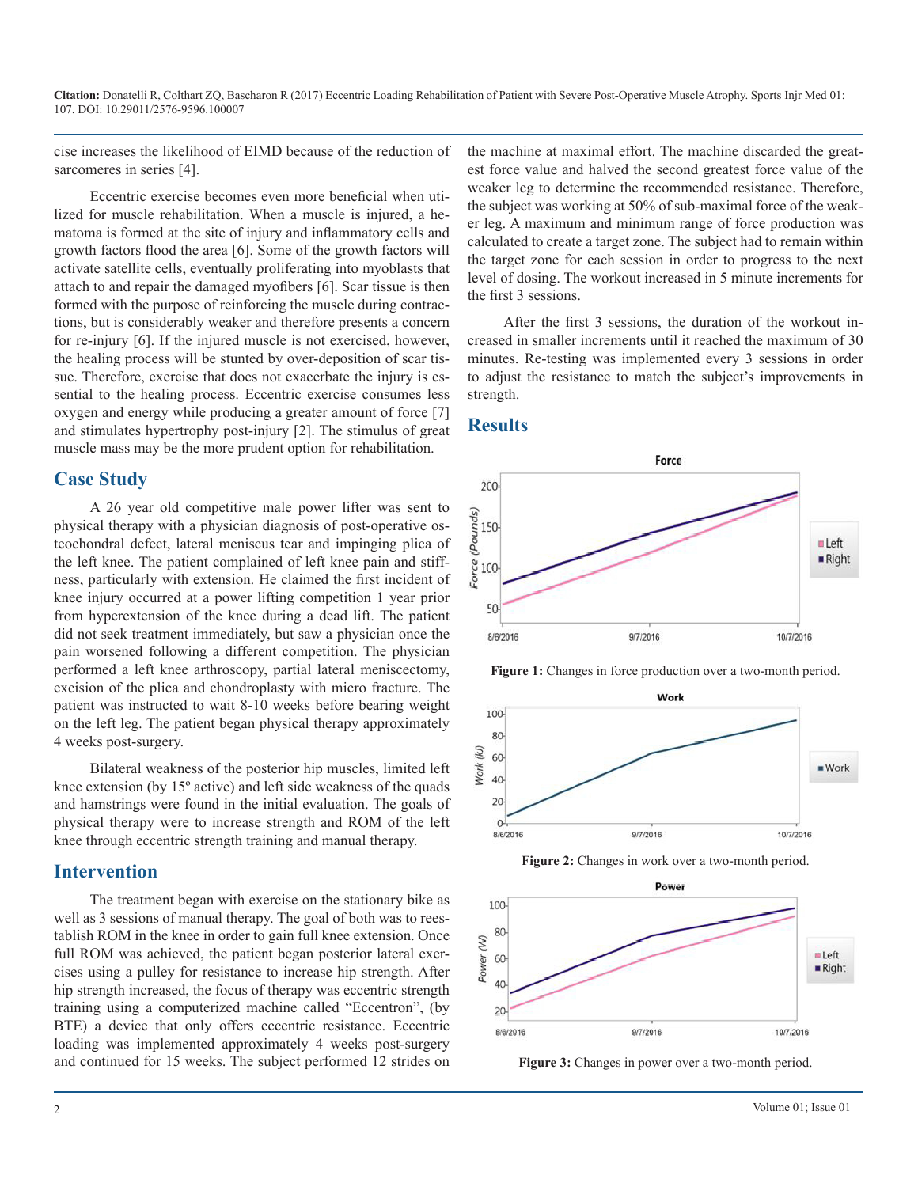cise increases the likelihood of EIMD because of the reduction of sarcomeres in series [4].

Eccentric exercise becomes even more beneficial when utilized for muscle rehabilitation. When a muscle is injured, a hematoma is formed at the site of injury and inflammatory cells and growth factors flood the area [6]. Some of the growth factors will activate satellite cells, eventually proliferating into myoblasts that attach to and repair the damaged myofibers [6]. Scar tissue is then formed with the purpose of reinforcing the muscle during contractions, but is considerably weaker and therefore presents a concern for re-injury [6]. If the injured muscle is not exercised, however, the healing process will be stunted by over-deposition of scar tissue. Therefore, exercise that does not exacerbate the injury is essential to the healing process. Eccentric exercise consumes less oxygen and energy while producing a greater amount of force [7] and stimulates hypertrophy post-injury [2]. The stimulus of great muscle mass may be the more prudent option for rehabilitation.

## Case Study

A 26 year old competitive male power lifter was sent to physical therapy with a physician diagnosis of post-operative osteochondral defect, lateral meniscus tear and impinging plica of the left knee. The patient complained of left knee pain and stiffness, particularly with extension. He claimed the first incident of knee injury occurred at a power lifting competition 1 year prior from hyperextension of the knee during a dead lift. The patient did not seek treatment immediately, but saw a physician once the pain worsened following a different competition. The physician performed a left knee arthroscopy, partial lateral meniscectomy, excision of the plica and chondroplasty with micro fracture. The patient was instructed to wait 8-10 weeks before bearing weight on the left leg. The patient began physical therapy approximately 4 weeks post-surgery.

Bilateral weakness of the posterior hip muscles, limited left knee extension (by 15º active) and left side weakness of the quads and hamstrings were found in the initial evaluation. The goals of physical therapy were to increase strength and ROM of the left knee through eccentric strength training and manual therapy.

## Intervention

The treatment began with exercise on the stationary bike as well as 3 sessions of manual therapy. The goal of both was to reestablish ROM in the knee in order to gain full knee extension. Once full ROM was achieved, the patient began posterior lateral exercises using a pulley for resistance to increase hip strength. After hip strength increased, the focus of therapy was eccentric strength training using a computerized machine called "Eccentron", (by BTE) a device that only offers eccentric resistance. Eccentric loading was implemented approximately 4 weeks post-surgery and continued for 15 weeks. The subject performed 12 strides on the machine at maximal effort. The machine discarded the greatest force value and halved the second greatest force value of the weaker leg to determine the recommended resistance. Therefore, the subject was working at 50% of sub-maximal force of the weaker leg. A maximum and minimum range of force production was calculated to create a target zone. The subject had to remain within the target zone for each session in order to progress to the next level of dosing. The workout increased in 5 minute increments for the first 3 sessions.

After the first 3 sessions, the duration of the workout increased in smaller increments until it reached the maximum of 30 minutes. Re-testing was implemented every 3 sessions in order to adjust the resistance to match the subject's improvements in strength.

## Results

**Figure 1:** Changes in force production over a two-month period.

**Figure 2:** Changes in work over a two-month period.

**Figure 3:** Changes in power over a two-month period.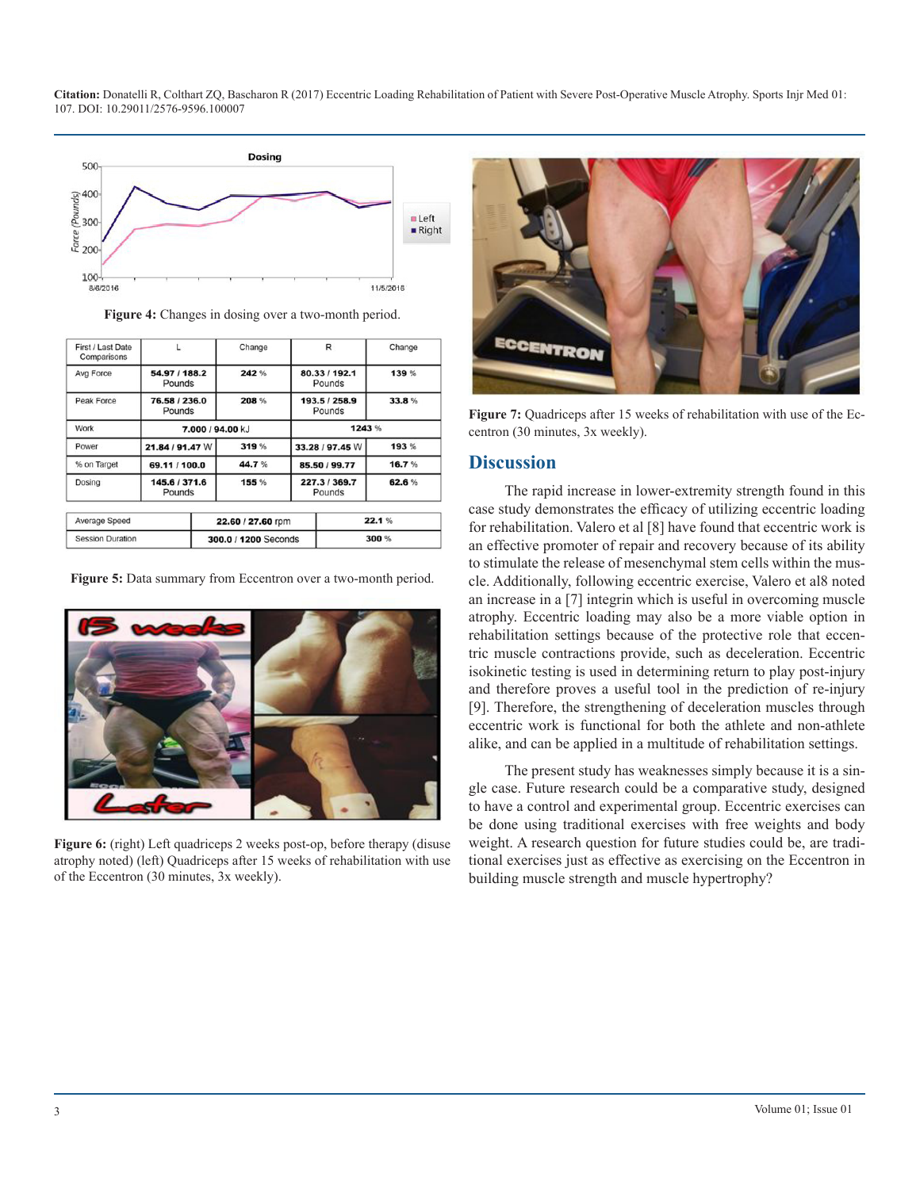Figure 4: Changes in dosing over a two-month period.

| First / Last Date Comparisons | L | Change | R | Change |
|---|---|---|---|---|
| Avg Force | 54.97 / 188.2 Pounds | 242 % | 80.33 / 192.1 Pounds | 139 % |
| Peak Force | 76.58 / 236.0 Pounds | 208 % | 193.5 / 258.9 Pounds | 33.8 % |
| Work | 7.000 / 94.00 kJ | | 1243 % | |
| Power | 21.84 / 91.47 W | 319 % | 33.28 / 97.45 W | 193 % |
| % on Target | 69.11 / 100.0 | 44.7 % | 85.50 / 99.77 | 16.7 % |
| Dosing | 145.6 / 371.6 Pounds | 155 % | 227.3 / 369.7 Pounds | 62.6 % |

| Average Speed | 22.60 / 27.60 rpm | 22.1 % |
|---|---|---|
| Session Duration | 300.0 / 1200 Seconds | 300 % |

Figure 5: Data summary from Eccentron over a two-month period.

Figure 6: (right) Left quadriceps 2 weeks post-op, before therapy (disuse atrophy noted) (left) Quadriceps after 15 weeks of rehabilitation with use of the Eccentron (30 minutes, 3x weekly).

Figure 7: Quadriceps after 15 weeks of rehabilitation with use of the Eccentron (30 minutes, 3x weekly).

## Discussion

The rapid increase in lower-extremity strength found in this case study demonstrates the efficacy of utilizing eccentric loading for rehabilitation. Valero et al [8] have found that eccentric work is an effective promoter of repair and recovery because of its ability to stimulate the release of mesenchymal stem cells within the muscle. Additionally, following eccentric exercise, Valero et al8 noted an increase in a [7] integrin which is useful in overcoming muscle atrophy. Eccentric loading may also be a more viable option in rehabilitation settings because of the protective role that eccentric muscle contractions provide, such as deceleration. Eccentric isokinetic testing is used in determining return to play post-injury and therefore proves a useful tool in the prediction of re-injury [9]. Therefore, the strengthening of deceleration muscles through eccentric work is functional for both the athlete and non-athlete alike, and can be applied in a multitude of rehabilitation settings.

The present study has weaknesses simply because it is a single case. Future research could be a comparative study, designed to have a control and experimental group. Eccentric exercises can be done using traditional exercises with free weights and body weight. A research question for future studies could be, are traditional exercises just as effective as exercising on the Eccentron in building muscle strength and muscle hypertrophy?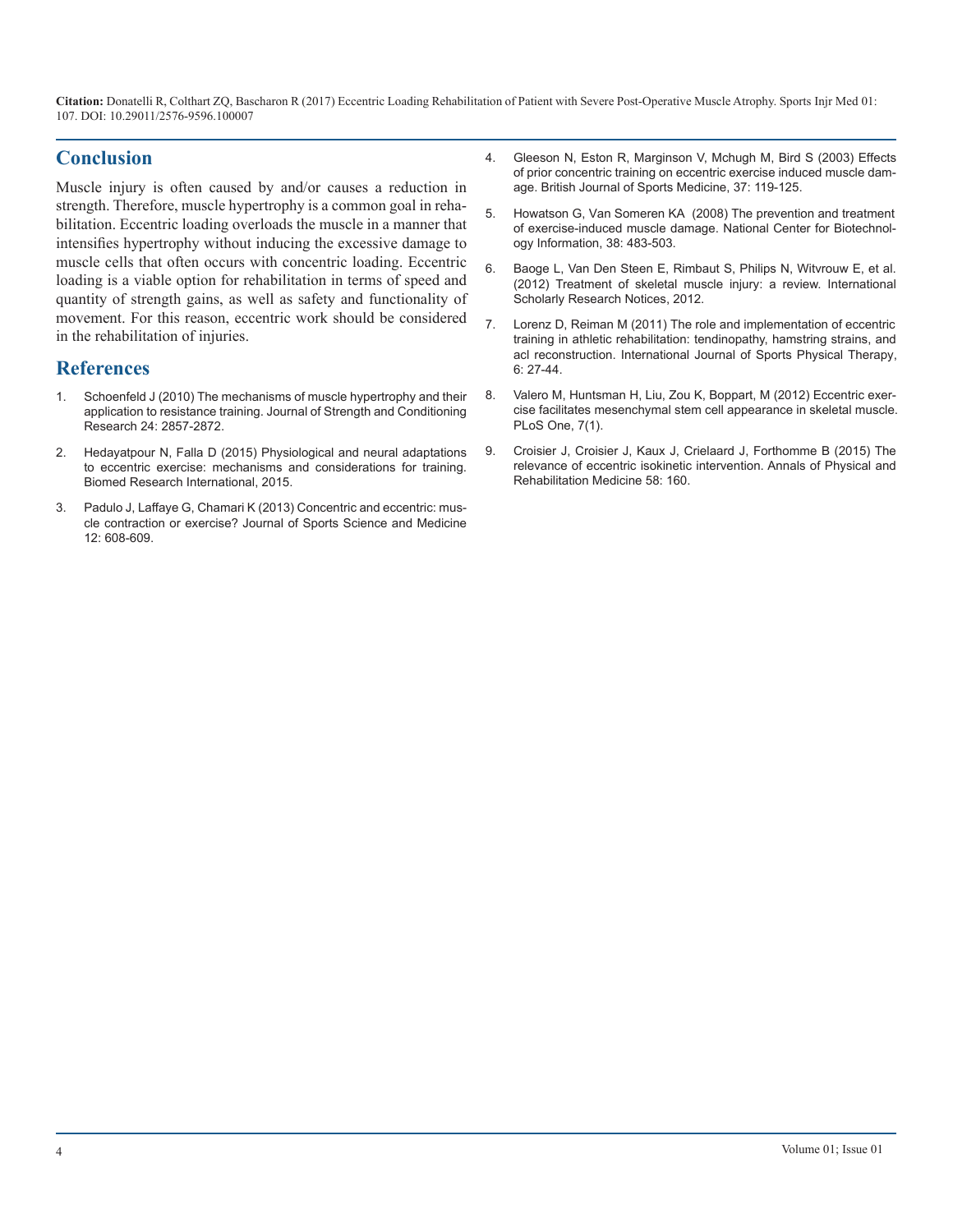## Conclusion

Muscle injury is often caused by and/or causes a reduction in strength. Therefore, muscle hypertrophy is a common goal in rehabilitation. Eccentric loading overloads the muscle in a manner that intensifies hypertrophy without inducing the excessive damage to muscle cells that often occurs with concentric loading. Eccentric loading is a viable option for rehabilitation in terms of speed and quantity of strength gains, as well as safety and functionality of movement. For this reason, eccentric work should be considered in the rehabilitation of injuries.

## References

1. Schoenfeld J (2010) The mechanisms of muscle hypertrophy and their application to resistance training. Journal of Strength and Conditioning Research 24: 2857-2872.
2. Hedayatpour N, Falla D (2015) Physiological and neural adaptations to eccentric exercise: mechanisms and considerations for training. Biomed Research International, 2015.
3. Padulo J, Laffaye G, Chamari K (2013) Concentric and eccentric: muscle contraction or exercise? Journal of Sports Science and Medicine 12: 608-609.
4. Gleeson N, Eston R, Marginson V, Mchugh M, Bird S (2003) Effects of prior concentric training on eccentric exercise induced muscle damage. British Journal of Sports Medicine, 37: 119-125.
5. Howatson G, Van Someren KA (2008) The prevention and treatment of exercise-induced muscle damage. National Center for Biotechnology Information, 38: 483-503.
6. Baoge L, Van Den Steen E, Rimbaut S, Philips N, Witvrouw E, et al. (2012) Treatment of skeletal muscle injury: a review. International Scholarly Research Notices, 2012.
7. Lorenz D, Reiman M (2011) The role and implementation of eccentric training in athletic rehabilitation: tendinopathy, hamstring strains, and acl reconstruction. International Journal of Sports Physical Therapy, 6: 27-44.
8. Valero M, Huntsman H, Liu, Zou K, Boppart, M (2012) Eccentric exercise facilitates mesenchymal stem cell appearance in skeletal muscle. PLoS One, 7(1).
9. Croisier J, Croisier J, Kaux J, Crielaard J, Forthomme B (2015) The relevance of eccentric isokinetic intervention. Annals of Physical and Rehabilitation Medicine 58: 160.